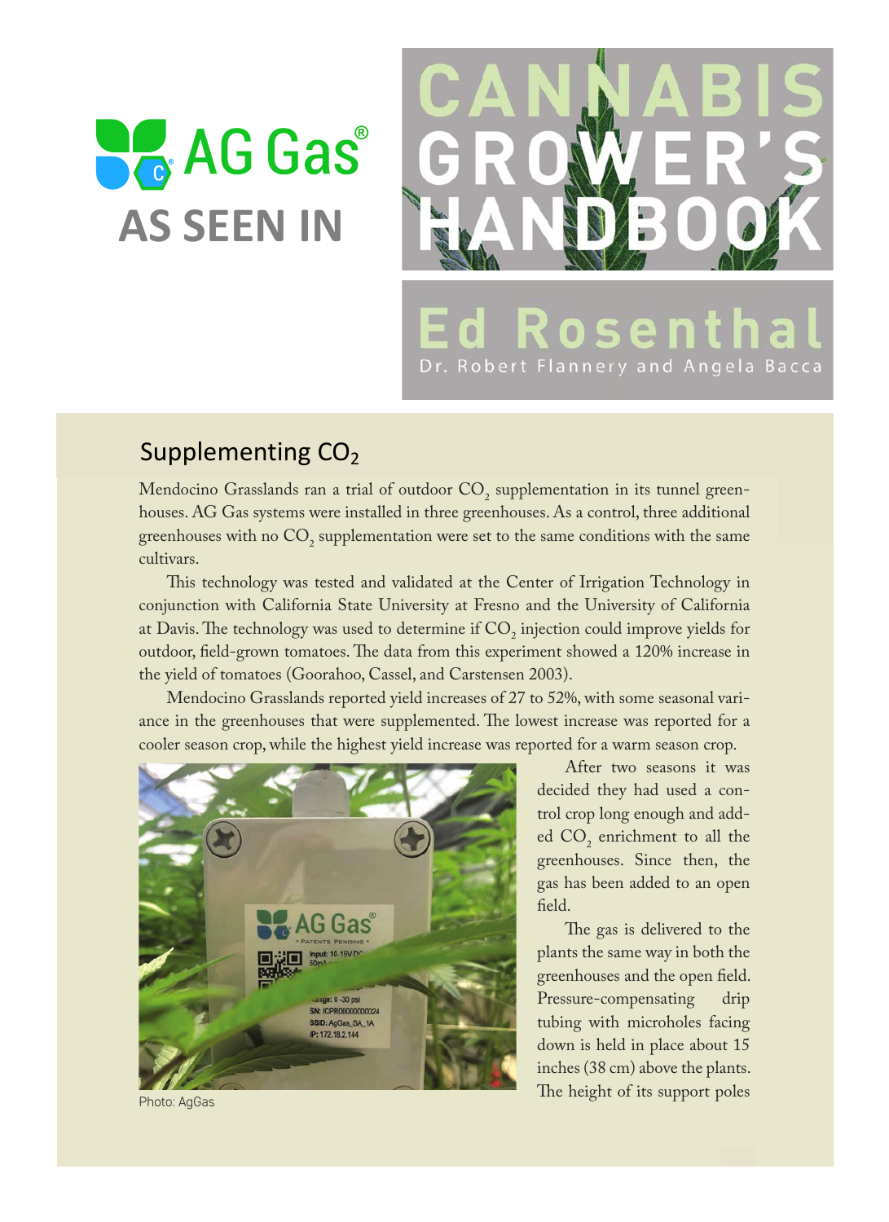AG Gas®

**AS SEEN IN**

# CANNABIS GROWER'S HANDBOOK

**Ed Rosenthal**

Dr. Robert Flannery and Angela Bacca

## Supplementing $CO_2$

Mendocino Grasslands ran a trial of outdoor $CO_2$ supplementation in its tunnel greenhouses. AG Gas systems were installed in three greenhouses. As a control, three additional greenhouses with no $CO_2$ supplementation were set to the same conditions with the same cultivars.

This technology was tested and validated at the Center of Irrigation Technology in conjunction with California State University at Fresno and the University of California at Davis. The technology was used to determine if $CO_2$ injection could improve yields for outdoor, field-grown tomatoes. The data from this experiment showed a 120% increase in the yield of tomatoes (Goorahoo, Cassel, and Carstensen 2003).

Mendocino Grasslands reported yield increases of 27 to 52%, with some seasonal variance in the greenhouses that were supplemented. The lowest increase was reported for a cooler season crop, while the highest yield increase was reported for a warm season crop.

Photo: AgGas

After two seasons it was decided they had used a control crop long enough and added $CO_2$ enrichment to all the greenhouses. Since then, the gas has been added to an open field.

The gas is delivered to the plants the same way in both the greenhouses and the open field. Pressure-compensating drip tubing with microholes facing down is held in place about 15 inches (38 cm) above the plants. The height of its support poles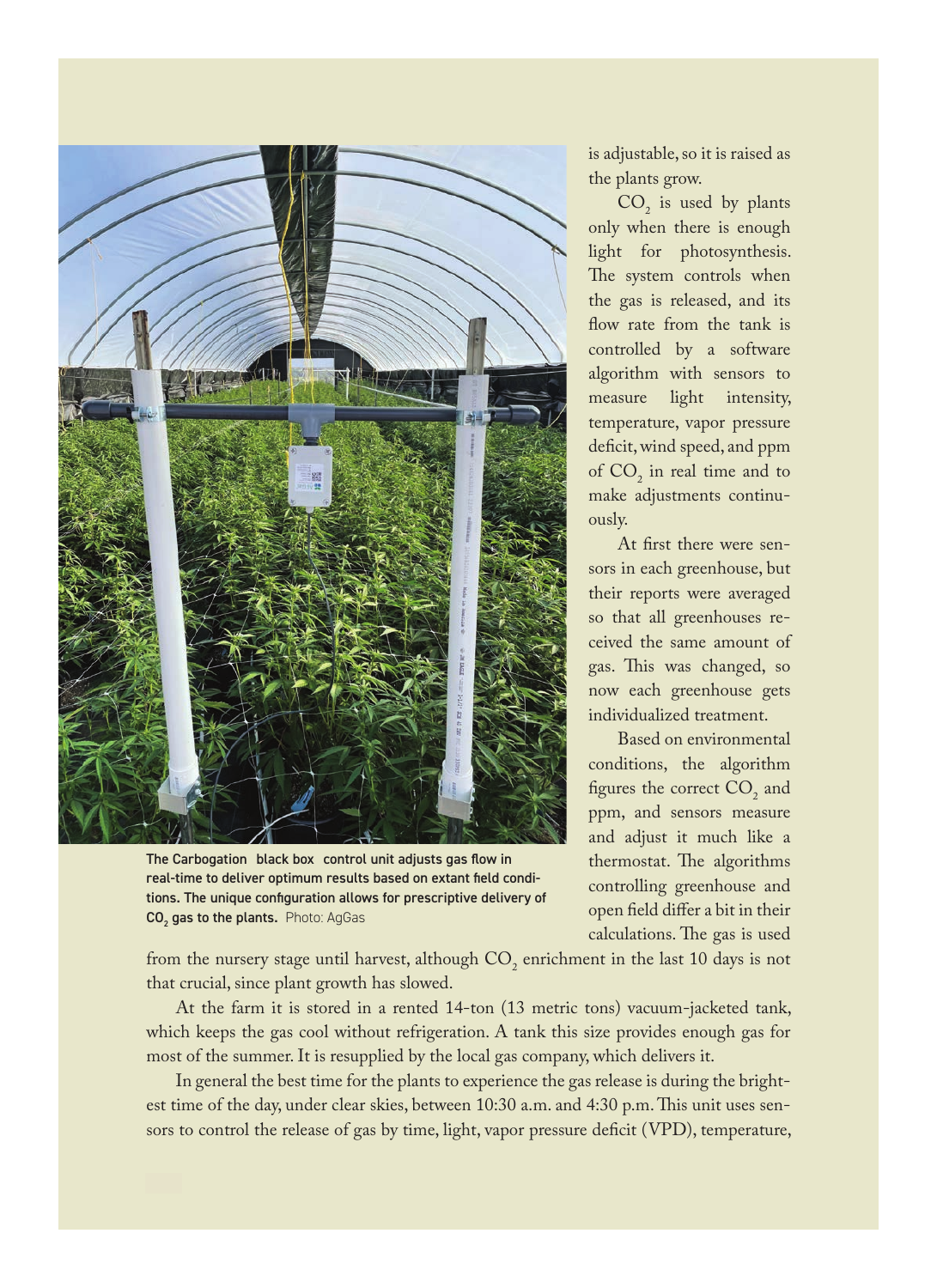is adjustable, so it is raised as the plants grow.

$CO_2$ is used by plants only when there is enough light for photosynthesis. The system controls when the gas is released, and its flow rate from the tank is controlled by a software algorithm with sensors to measure light intensity, temperature, vapor pressure deficit, wind speed, and ppm of $CO_2$ in real time and to make adjustments continuously.

At first there were sensors in each greenhouse, but their reports were averaged so that all greenhouses received the same amount of gas. This was changed, so now each greenhouse gets individualized treatment.

Based on environmental conditions, the algorithm figures the correct $CO_2$ and ppm, and sensors measure and adjust it much like a thermostat. The algorithms controlling greenhouse and open field differ a bit in their calculations. The gas is used from the nursery stage until harvest, although $CO_2$ enrichment in the last 10 days is not that crucial, since plant growth has slowed.

The Carbogation black box control unit adjusts gas flow in real-time to deliver optimum results based on extant field conditions. The unique configuration allows for prescriptive delivery of $CO_2$ gas to the plants. Photo: AgGas

At the farm it is stored in a rented 14-ton (13 metric tons) vacuum-jacketed tank, which keeps the gas cool without refrigeration. A tank this size provides enough gas for most of the summer. It is resupplied by the local gas company, which delivers it.

In general the best time for the plants to experience the gas release is during the brightest time of the day, under clear skies, between 10:30 a.m. and 4:30 p.m. This unit uses sensors to control the release of gas by time, light, vapor pressure deficit (VPD), temperature,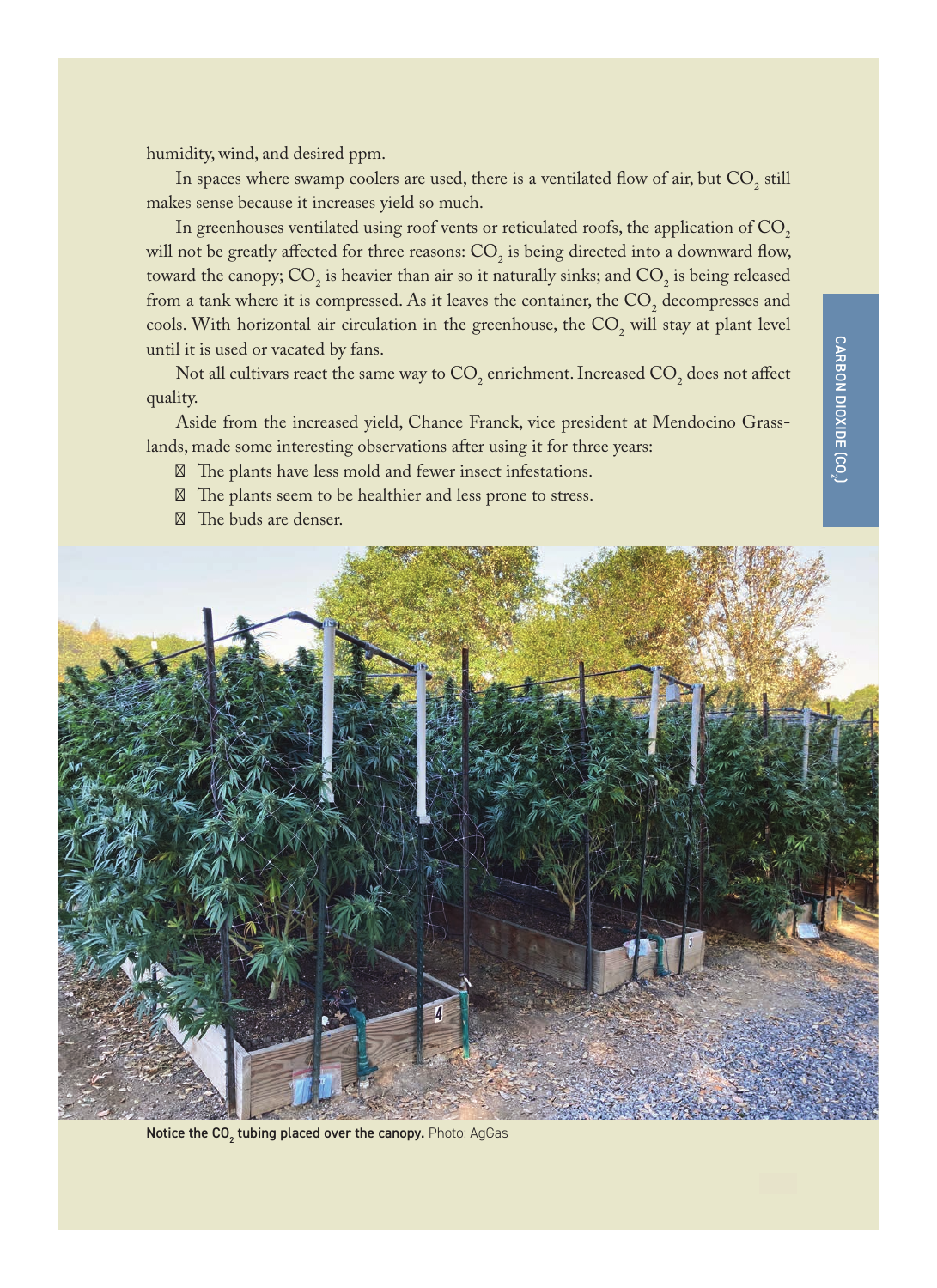humidity, wind, and desired ppm.

In spaces where swamp coolers are used, there is a ventilated flow of air, but $CO_2$ still makes sense because it increases yield so much.

In greenhouses ventilated using roof vents or reticulated roofs, the application of $CO_2$ will not be greatly affected for three reasons: $CO_2$ is being directed into a downward flow, toward the canopy; $CO_2$ is heavier than air so it naturally sinks; and $CO_2$ is being released from a tank where it is compressed. As it leaves the container, the $CO_2$ decompresses and cools. With horizontal air circulation in the greenhouse, the $CO_2$ will stay at plant level until it is used or vacated by fans.

Not all cultivars react the same way to $CO_2$ enrichment. Increased $CO_2$ does not affect quality.

Aside from the increased yield, Chance Franck, vice president at Mendocino Grasslands, made some interesting observations after using it for three years:

- The plants have less mold and fewer insect infestations.
- The plants seem to be healthier and less prone to stress.
- The buds are denser.

**Notice the $CO_2$ tubing placed over the canopy.** Photo: AgGas